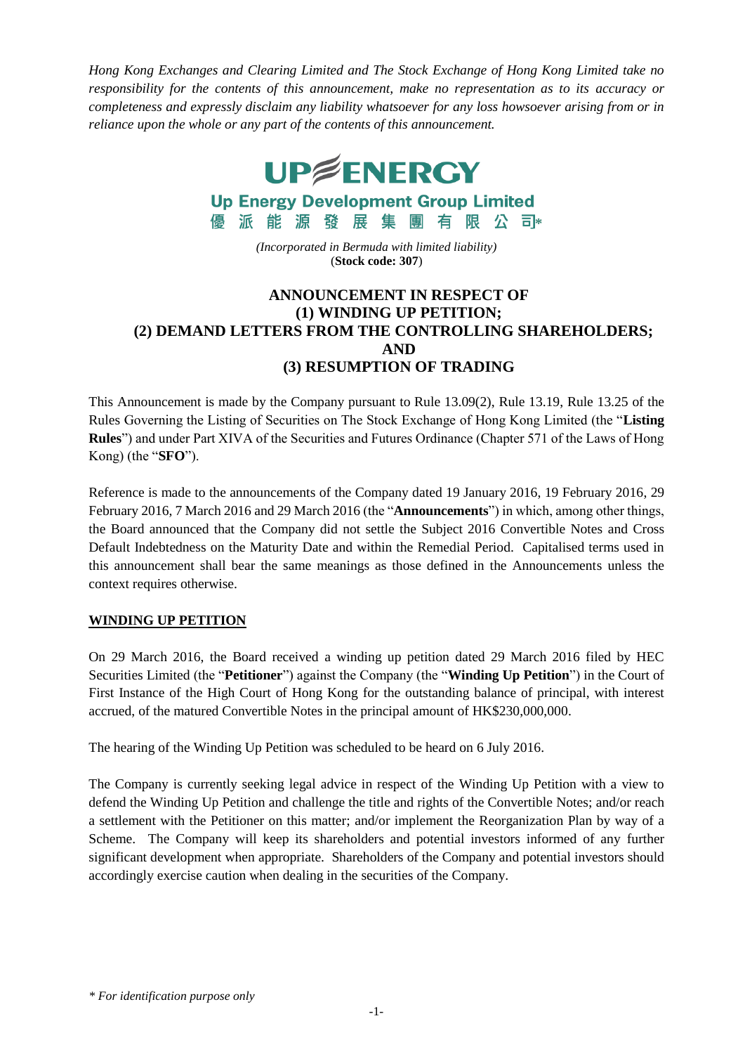*Hong Kong Exchanges and Clearing Limited and The Stock Exchange of Hong Kong Limited take no responsibility for the contents of this announcement, make no representation as to its accuracy or completeness and expressly disclaim any liability whatsoever for any loss howsoever arising from or in reliance upon the whole or any part of the contents of this announcement.*

# UP ENERGY

**Up Energy Development Group Limited**
**優派能源發展集團有限公司***

*(Incorporated in Bermuda with limited liability)*
(**Stock code: 307**)

## ANNOUNCEMENT IN RESPECT OF (1) WINDING UP PETITION; (2) DEMAND LETTERS FROM THE CONTROLLING SHAREHOLDERS; AND (3) RESUMPTION OF TRADING

This Announcement is made by the Company pursuant to Rule 13.09(2), Rule 13.19, Rule 13.25 of the Rules Governing the Listing of Securities on The Stock Exchange of Hong Kong Limited (the "**Listing Rules**") and under Part XIVA of the Securities and Futures Ordinance (Chapter 571 of the Laws of Hong Kong) (the "**SFO**").

Reference is made to the announcements of the Company dated 19 January 2016, 19 February 2016, 29 February 2016, 7 March 2016 and 29 March 2016 (the "**Announcements**") in which, among other things, the Board announced that the Company did not settle the Subject 2016 Convertible Notes and Cross Default Indebtedness on the Maturity Date and within the Remedial Period. Capitalised terms used in this announcement shall bear the same meanings as those defined in the Announcements unless the context requires otherwise.

### WINDING UP PETITION

On 29 March 2016, the Board received a winding up petition dated 29 March 2016 filed by HEC Securities Limited (the "**Petitioner**") against the Company (the "**Winding Up Petition**") in the Court of First Instance of the High Court of Hong Kong for the outstanding balance of principal, with interest accrued, of the matured Convertible Notes in the principal amount of HK$230,000,000.

The hearing of the Winding Up Petition was scheduled to be heard on 6 July 2016.

The Company is currently seeking legal advice in respect of the Winding Up Petition with a view to defend the Winding Up Petition and challenge the title and rights of the Convertible Notes; and/or reach a settlement with the Petitioner on this matter; and/or implement the Reorganization Plan by way of a Scheme. The Company will keep its shareholders and potential investors informed of any further significant development when appropriate. Shareholders of the Company and potential investors should accordingly exercise caution when dealing in the securities of the Company.

*\* For identification purpose only*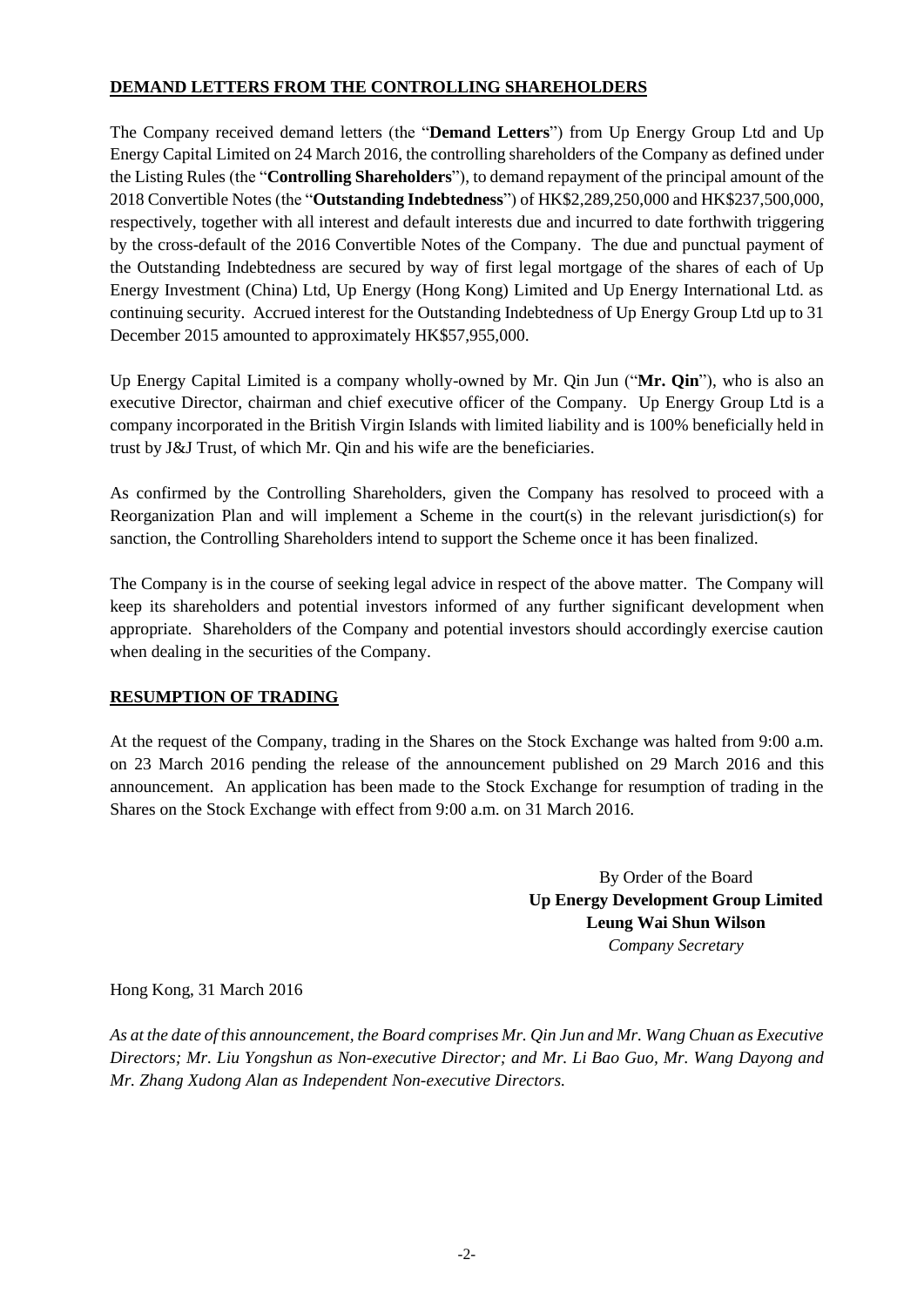## DEMAND LETTERS FROM THE CONTROLLING SHAREHOLDERS

The Company received demand letters (the "**Demand Letters**") from Up Energy Group Ltd and Up Energy Capital Limited on 24 March 2016, the controlling shareholders of the Company as defined under the Listing Rules (the "**Controlling Shareholders**"), to demand repayment of the principal amount of the 2018 Convertible Notes (the "**Outstanding Indebtedness**") of HK$2,289,250,000 and HK$237,500,000, respectively, together with all interest and default interests due and incurred to date forthwith triggering by the cross-default of the 2016 Convertible Notes of the Company. The due and punctual payment of the Outstanding Indebtedness are secured by way of first legal mortgage of the shares of each of Up Energy Investment (China) Ltd, Up Energy (Hong Kong) Limited and Up Energy International Ltd. as continuing security. Accrued interest for the Outstanding Indebtedness of Up Energy Group Ltd up to 31 December 2015 amounted to approximately HK$57,955,000.

Up Energy Capital Limited is a company wholly-owned by Mr. Qin Jun ("**Mr. Qin**"), who is also an executive Director, chairman and chief executive officer of the Company. Up Energy Group Ltd is a company incorporated in the British Virgin Islands with limited liability and is 100% beneficially held in trust by J&J Trust, of which Mr. Qin and his wife are the beneficiaries.

As confirmed by the Controlling Shareholders, given the Company has resolved to proceed with a Reorganization Plan and will implement a Scheme in the court(s) in the relevant jurisdiction(s) for sanction, the Controlling Shareholders intend to support the Scheme once it has been finalized.

The Company is in the course of seeking legal advice in respect of the above matter. The Company will keep its shareholders and potential investors informed of any further significant development when appropriate. Shareholders of the Company and potential investors should accordingly exercise caution when dealing in the securities of the Company.

## RESUMPTION OF TRADING

At the request of the Company, trading in the Shares on the Stock Exchange was halted from 9:00 a.m. on 23 March 2016 pending the release of the announcement published on 29 March 2016 and this announcement. An application has been made to the Stock Exchange for resumption of trading in the Shares on the Stock Exchange with effect from 9:00 a.m. on 31 March 2016.

By Order of the Board
**Up Energy Development Group Limited**
**Leung Wai Shun Wilson**
*Company Secretary*

Hong Kong, 31 March 2016

*As at the date of this announcement, the Board comprises Mr. Qin Jun and Mr. Wang Chuan as Executive Directors; Mr. Liu Yongshun as Non-executive Director; and Mr. Li Bao Guo, Mr. Wang Dayong and Mr. Zhang Xudong Alan as Independent Non-executive Directors.*